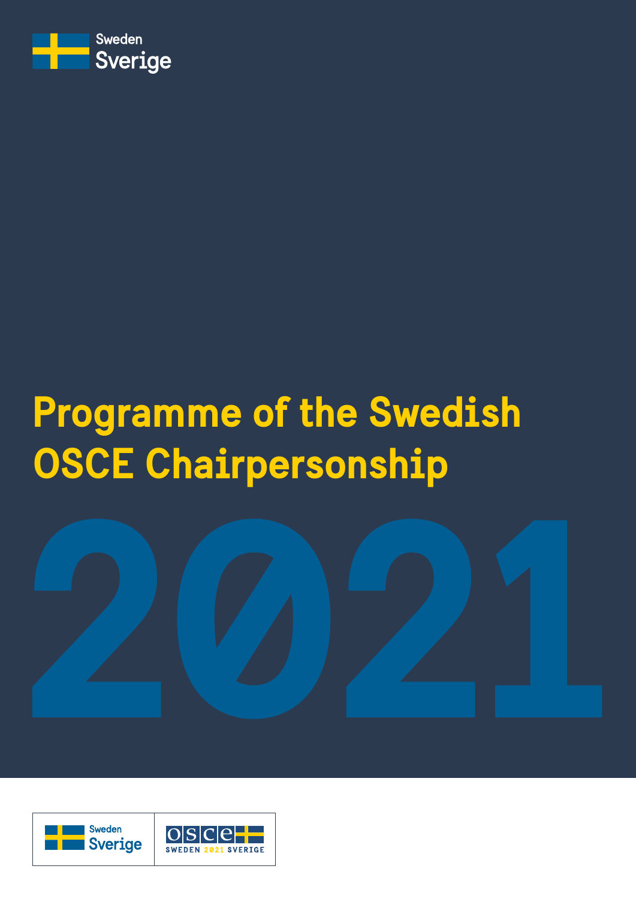Sweden
Sverige

# Programme of the Swedish OSCE Chairpersonship

2021

Sweden
Sverige

OSCE
SWEDEN 2021 SVERIGE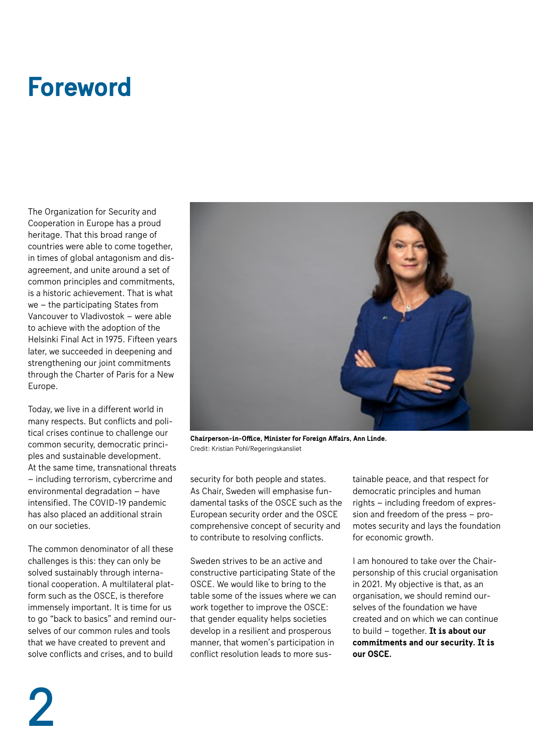# Foreword

The Organization for Security and Cooperation in Europe has a proud heritage. That this broad range of countries were able to come together, in times of global antagonism and disagreement, and unite around a set of common principles and commitments, is a historic achievement. That is what we – the participating States from Vancouver to Vladivostok – were able to achieve with the adoption of the Helsinki Final Act in 1975. Fifteen years later, we succeeded in deepening and strengthening our joint commitments through the Charter of Paris for a New Europe.

Today, we live in a different world in many respects. But conflicts and political crises continue to challenge our common security, democratic principles and sustainable development. At the same time, transnational threats – including terrorism, cybercrime and environmental degradation – have intensified. The COVID-19 pandemic has also placed an additional strain on our societies.

The common denominator of all these challenges is this: they can only be solved sustainably through international cooperation. A multilateral platform such as the OSCE, is therefore immensely important. It is time for us to go "back to basics" and remind ourselves of our common rules and tools that we have created to prevent and solve conflicts and crises, and to build security for both people and states. As Chair, Sweden will emphasise fundamental tasks of the OSCE such as the European security order and the OSCE comprehensive concept of security and to contribute to resolving conflicts.

**Chairperson-in-Office, Minister for Foreign Affairs, Ann Linde.**
Credit: Kristian Pohl/Regeringskansliet

Sweden strives to be an active and constructive participating State of the OSCE. We would like to bring to the table some of the issues where we can work together to improve the OSCE: that gender equality helps societies develop in a resilient and prosperous manner, that women's participation in conflict resolution leads to more sustainable peace, and that respect for democratic principles and human rights – including freedom of expression and freedom of the press – promotes security and lays the foundation for economic growth.

I am honoured to take over the Chairpersonship of this crucial organisation in 2021. My objective is that, as an organisation, we should remind ourselves of the foundation we have created and on which we can continue to build – together. **It is about our commitments and our security. It is our OSCE.**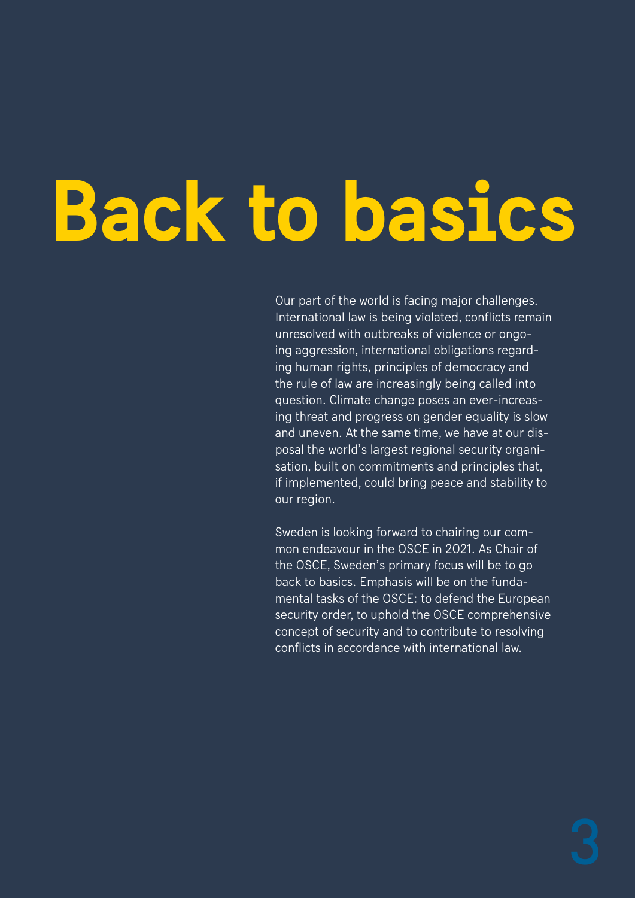# Back to basics

Our part of the world is facing major challenges. International law is being violated, conflicts remain unresolved with outbreaks of violence or ongoing aggression, international obligations regarding human rights, principles of democracy and the rule of law are increasingly being called into question. Climate change poses an ever-increasing threat and progress on gender equality is slow and uneven. At the same time, we have at our disposal the world's largest regional security organisation, built on commitments and principles that, if implemented, could bring peace and stability to our region.

Sweden is looking forward to chairing our common endeavour in the OSCE in 2021. As Chair of the OSCE, Sweden's primary focus will be to go back to basics. Emphasis will be on the fundamental tasks of the OSCE: to defend the European security order, to uphold the OSCE comprehensive concept of security and to contribute to resolving conflicts in accordance with international law.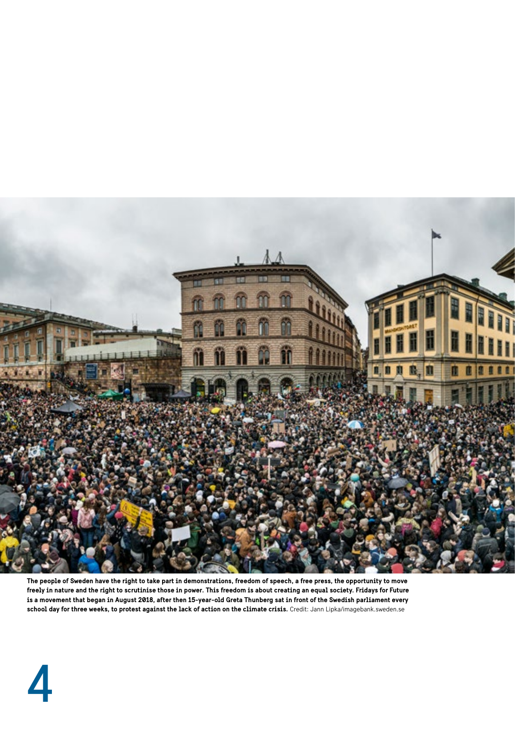**The people of Sweden have the right to take part in demonstrations, freedom of speech, a free press, the opportunity to move freely in nature and the right to scrutinise those in power. This freedom is about creating an equal society. Fridays for Future is a movement that began in August 2018, after then 15-year-old Greta Thunberg sat in front of the Swedish parliament every school day for three weeks, to protest against the lack of action on the climate crisis.** Credit: Jann Lipka/imagebank.sweden.se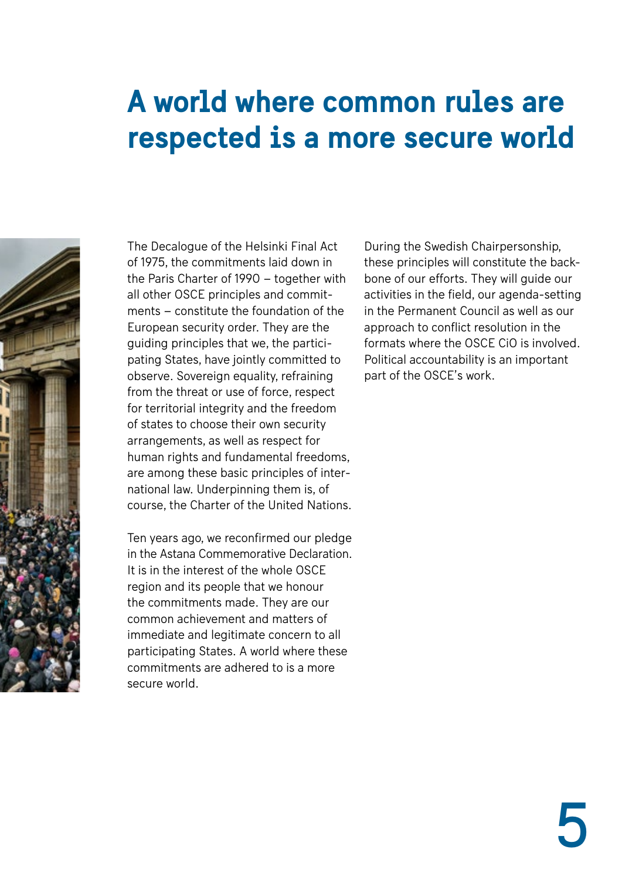# A world where common rules are respected is a more secure world

The Decalogue of the Helsinki Final Act of 1975, the commitments laid down in the Paris Charter of 1990 – together with all other OSCE principles and commitments – constitute the foundation of the European security order. They are the guiding principles that we, the participating States, have jointly committed to observe. Sovereign equality, refraining from the threat or use of force, respect for territorial integrity and the freedom of states to choose their own security arrangements, as well as respect for human rights and fundamental freedoms, are among these basic principles of international law. Underpinning them is, of course, the Charter of the United Nations.

Ten years ago, we reconfirmed our pledge in the Astana Commemorative Declaration. It is in the interest of the whole OSCE region and its people that we honour the commitments made. They are our common achievement and matters of immediate and legitimate concern to all participating States. A world where these commitments are adhered to is a more secure world.

During the Swedish Chairpersonship, these principles will constitute the backbone of our efforts. They will guide our activities in the field, our agenda-setting in the Permanent Council as well as our approach to conflict resolution in the formats where the OSCE CiO is involved. Political accountability is an important part of the OSCE's work.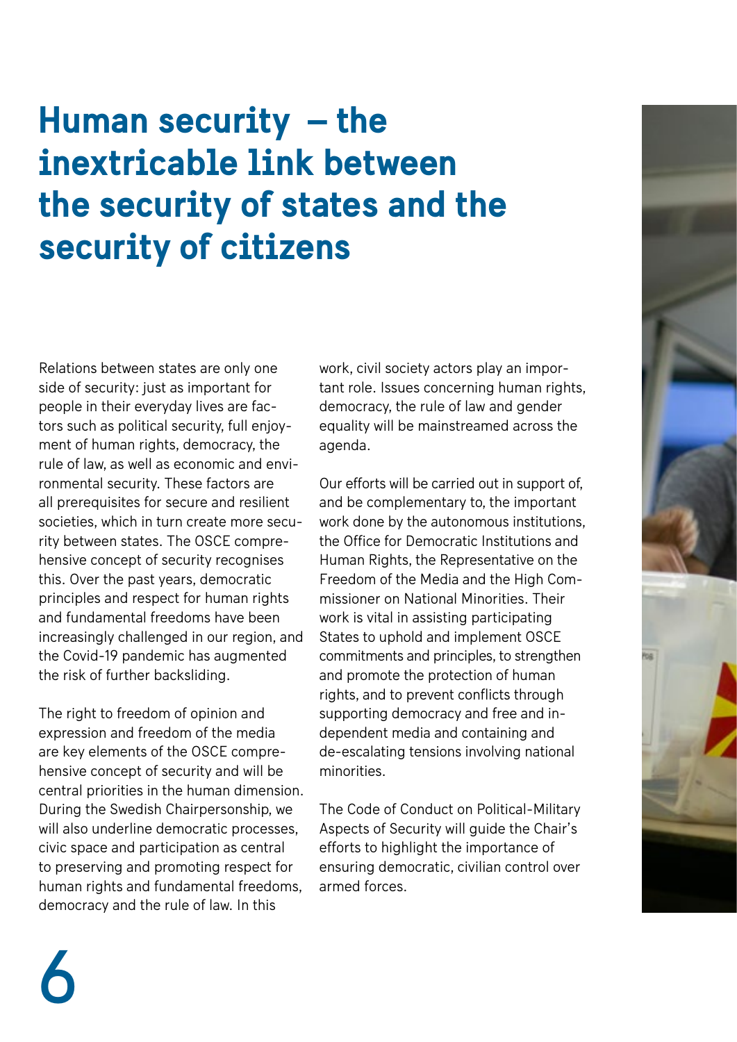# Human security – the inextricable link between the security of states and the security of citizens

Relations between states are only one side of security: just as important for people in their everyday lives are factors such as political security, full enjoyment of human rights, democracy, the rule of law, as well as economic and environmental security. These factors are all prerequisites for secure and resilient societies, which in turn create more security between states. The OSCE comprehensive concept of security recognises this. Over the past years, democratic principles and respect for human rights and fundamental freedoms have been increasingly challenged in our region, and the Covid-19 pandemic has augmented the risk of further backsliding.

The right to freedom of opinion and expression and freedom of the media are key elements of the OSCE comprehensive concept of security and will be central priorities in the human dimension. During the Swedish Chairpersonship, we will also underline democratic processes, civic space and participation as central to preserving and promoting respect for human rights and fundamental freedoms, democracy and the rule of law. In this work, civil society actors play an important role. Issues concerning human rights, democracy, the rule of law and gender equality will be mainstreamed across the agenda.

Our efforts will be carried out in support of, and be complementary to, the important work done by the autonomous institutions, the Office for Democratic Institutions and Human Rights, the Representative on the Freedom of the Media and the High Commissioner on National Minorities. Their work is vital in assisting participating States to uphold and implement OSCE commitments and principles, to strengthen and promote the protection of human rights, and to prevent conflicts through supporting democracy and free and independent media and containing and de-escalating tensions involving national minorities.

The Code of Conduct on Political-Military Aspects of Security will guide the Chair's efforts to highlight the importance of ensuring democratic, civilian control over armed forces.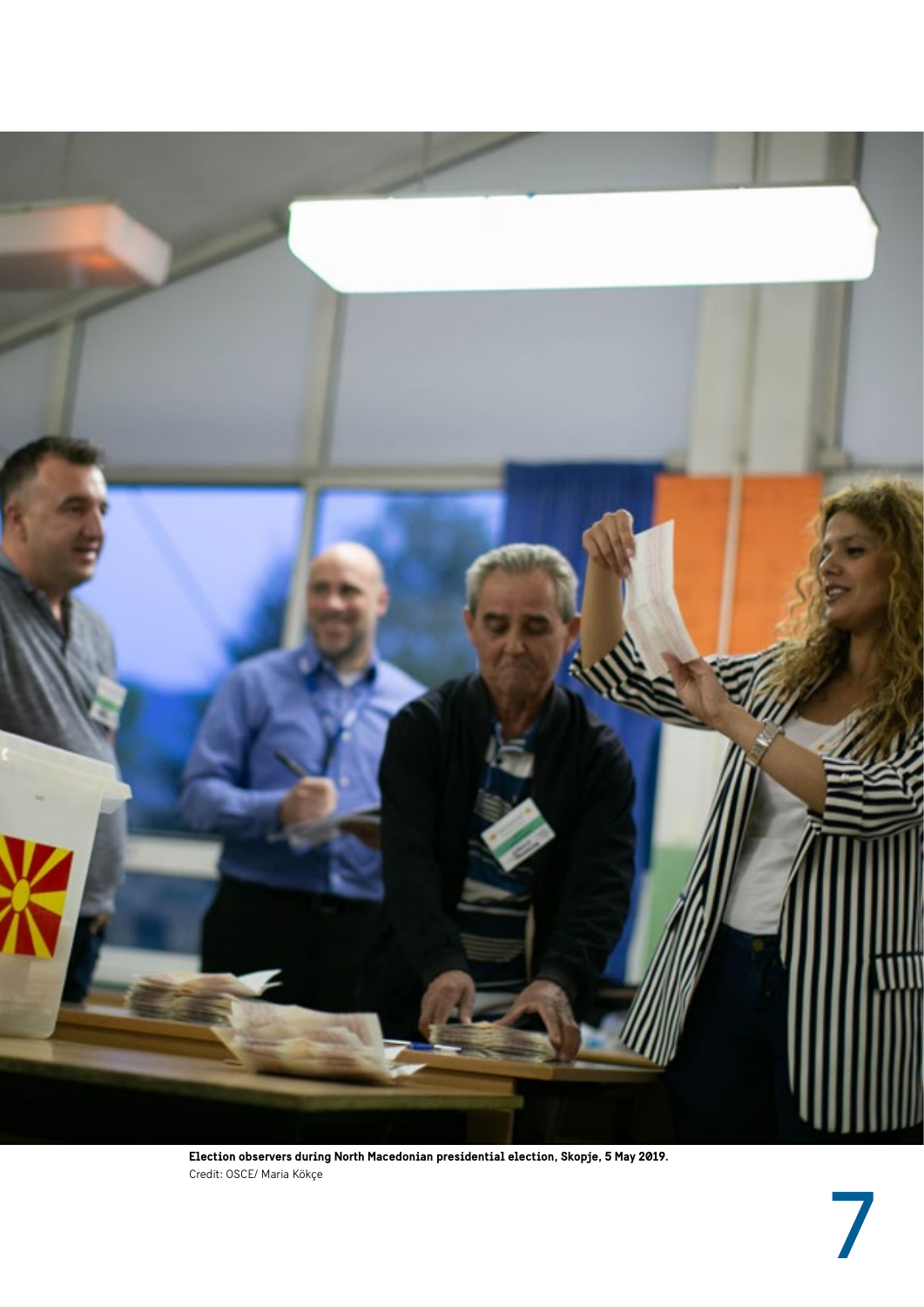**Election observers during North Macedonian presidential election, Skopje, 5 May 2019.**
Credit: OSCE/ Maria Kökçe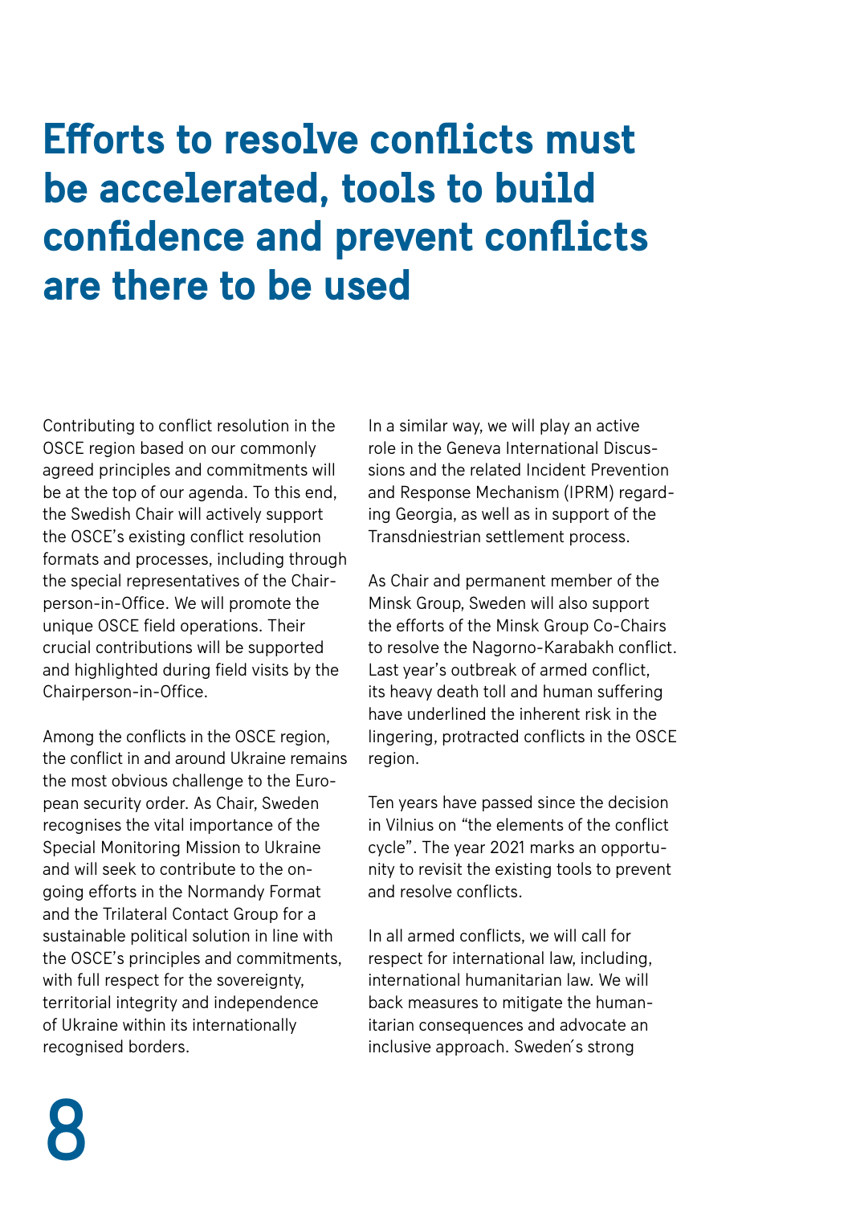# Efforts to resolve conflicts must be accelerated, tools to build confidence and prevent conflicts are there to be used

Contributing to conflict resolution in the OSCE region based on our commonly agreed principles and commitments will be at the top of our agenda. To this end, the Swedish Chair will actively support the OSCE's existing conflict resolution formats and processes, including through the special representatives of the Chairperson-in-Office. We will promote the unique OSCE field operations. Their crucial contributions will be supported and highlighted during field visits by the Chairperson-in-Office.

Among the conflicts in the OSCE region, the conflict in and around Ukraine remains the most obvious challenge to the European security order. As Chair, Sweden recognises the vital importance of the Special Monitoring Mission to Ukraine and will seek to contribute to the ongoing efforts in the Normandy Format and the Trilateral Contact Group for a sustainable political solution in line with the OSCE's principles and commitments, with full respect for the sovereignty, territorial integrity and independence of Ukraine within its internationally recognised borders.

In a similar way, we will play an active role in the Geneva International Discussions and the related Incident Prevention and Response Mechanism (IPRM) regarding Georgia, as well as in support of the Transdniestrian settlement process.

As Chair and permanent member of the Minsk Group, Sweden will also support the efforts of the Minsk Group Co-Chairs to resolve the Nagorno-Karabakh conflict. Last year's outbreak of armed conflict, its heavy death toll and human suffering have underlined the inherent risk in the lingering, protracted conflicts in the OSCE region.

Ten years have passed since the decision in Vilnius on "the elements of the conflict cycle". The year 2021 marks an opportunity to revisit the existing tools to prevent and resolve conflicts.

In all armed conflicts, we will call for respect for international law, including, international humanitarian law. We will back measures to mitigate the humanitarian consequences and advocate an inclusive approach. Sweden´s strong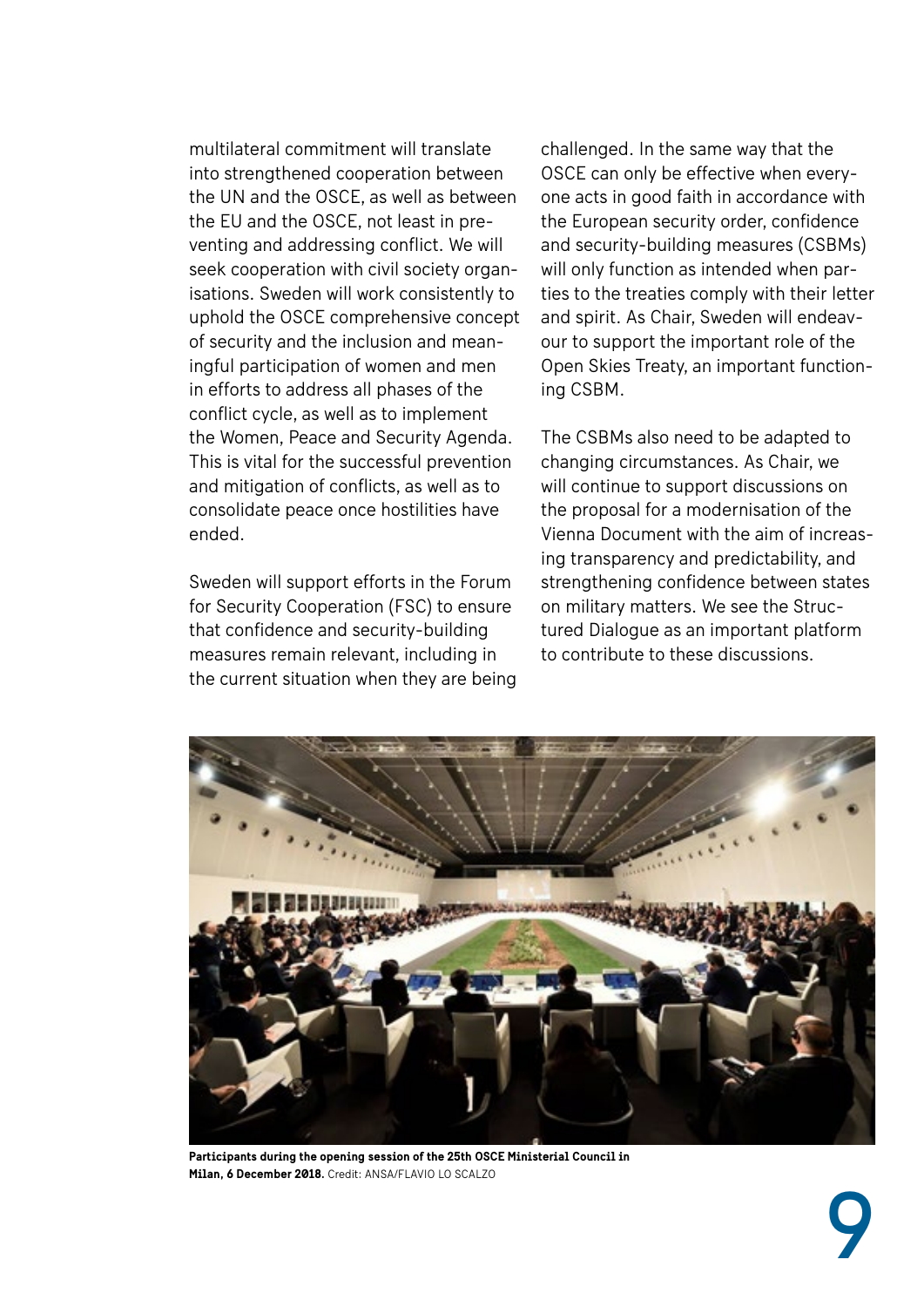multilateral commitment will translate into strengthened cooperation between the UN and the OSCE, as well as between the EU and the OSCE, not least in preventing and addressing conflict. We will seek cooperation with civil society organisations. Sweden will work consistently to uphold the OSCE comprehensive concept of security and the inclusion and meaningful participation of women and men in efforts to address all phases of the conflict cycle, as well as to implement the Women, Peace and Security Agenda. This is vital for the successful prevention and mitigation of conflicts, as well as to consolidate peace once hostilities have ended.

Sweden will support efforts in the Forum for Security Cooperation (FSC) to ensure that confidence and security-building measures remain relevant, including in the current situation when they are being challenged. In the same way that the OSCE can only be effective when everyone acts in good faith in accordance with the European security order, confidence and security-building measures (CSBMs) will only function as intended when parties to the treaties comply with their letter and spirit. As Chair, Sweden will endeavour to support the important role of the Open Skies Treaty, an important functioning CSBM.

The CSBMs also need to be adapted to changing circumstances. As Chair, we will continue to support discussions on the proposal for a modernisation of the Vienna Document with the aim of increasing transparency and predictability, and strengthening confidence between states on military matters. We see the Structured Dialogue as an important platform to contribute to these discussions.

**Participants during the opening session of the 25th OSCE Ministerial Council in Milan, 6 December 2018.** Credit: ANSA/FLAVIO LO SCALZO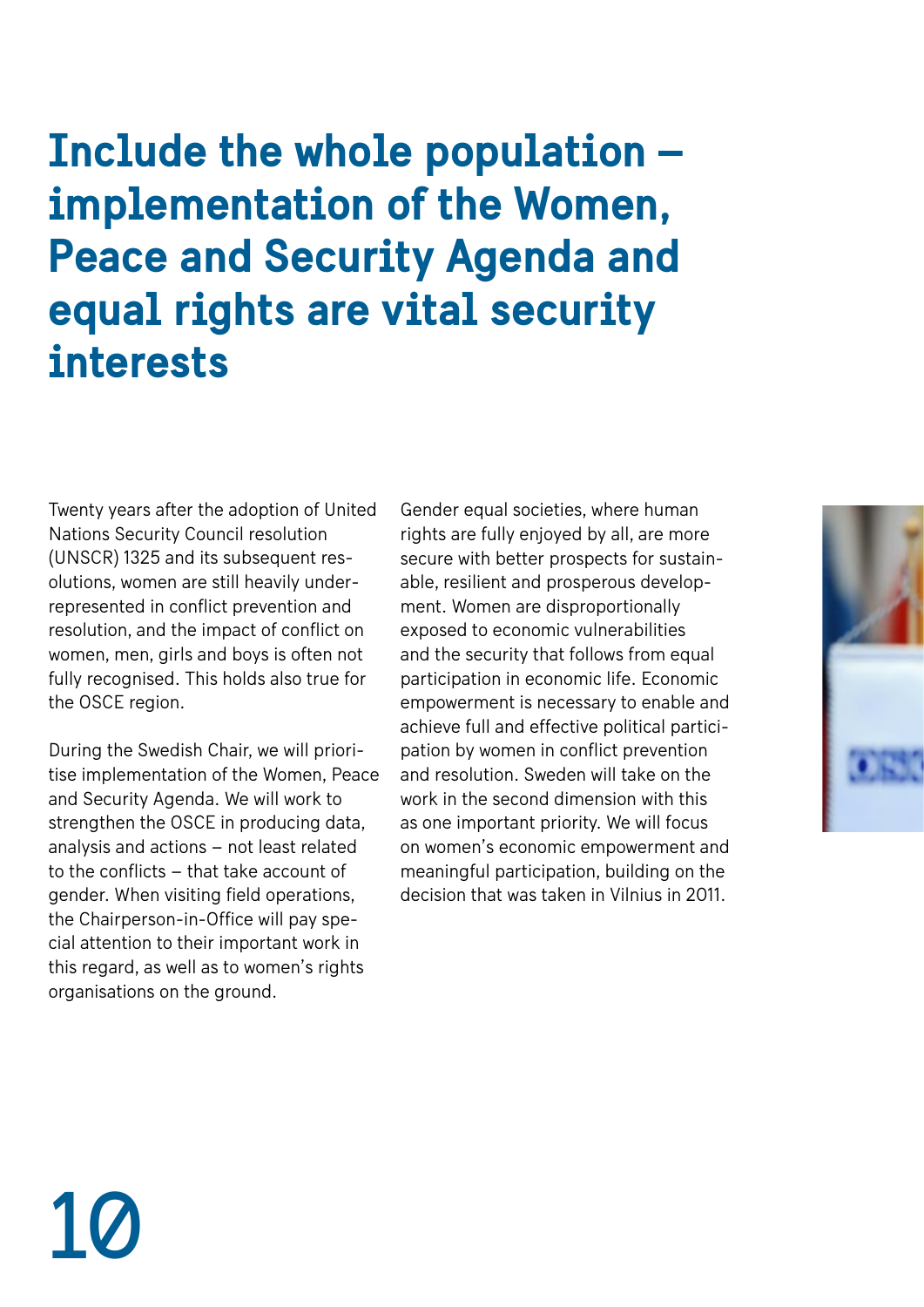# Include the whole population – implementation of the Women, Peace and Security Agenda and equal rights are vital security interests

Twenty years after the adoption of United Nations Security Council resolution (UNSCR) 1325 and its subsequent resolutions, women are still heavily underrepresented in conflict prevention and resolution, and the impact of conflict on women, men, girls and boys is often not fully recognised. This holds also true for the OSCE region.

During the Swedish Chair, we will prioritise implementation of the Women, Peace and Security Agenda. We will work to strengthen the OSCE in producing data, analysis and actions – not least related to the conflicts – that take account of gender. When visiting field operations, the Chairperson-in-Office will pay special attention to their important work in this regard, as well as to women's rights organisations on the ground.

Gender equal societies, where human rights are fully enjoyed by all, are more secure with better prospects for sustainable, resilient and prosperous development. Women are disproportionally exposed to economic vulnerabilities and the security that follows from equal participation in economic life. Economic empowerment is necessary to enable and achieve full and effective political participation by women in conflict prevention and resolution. Sweden will take on the work in the second dimension with this as one important priority. We will focus on women's economic empowerment and meaningful participation, building on the decision that was taken in Vilnius in 2011.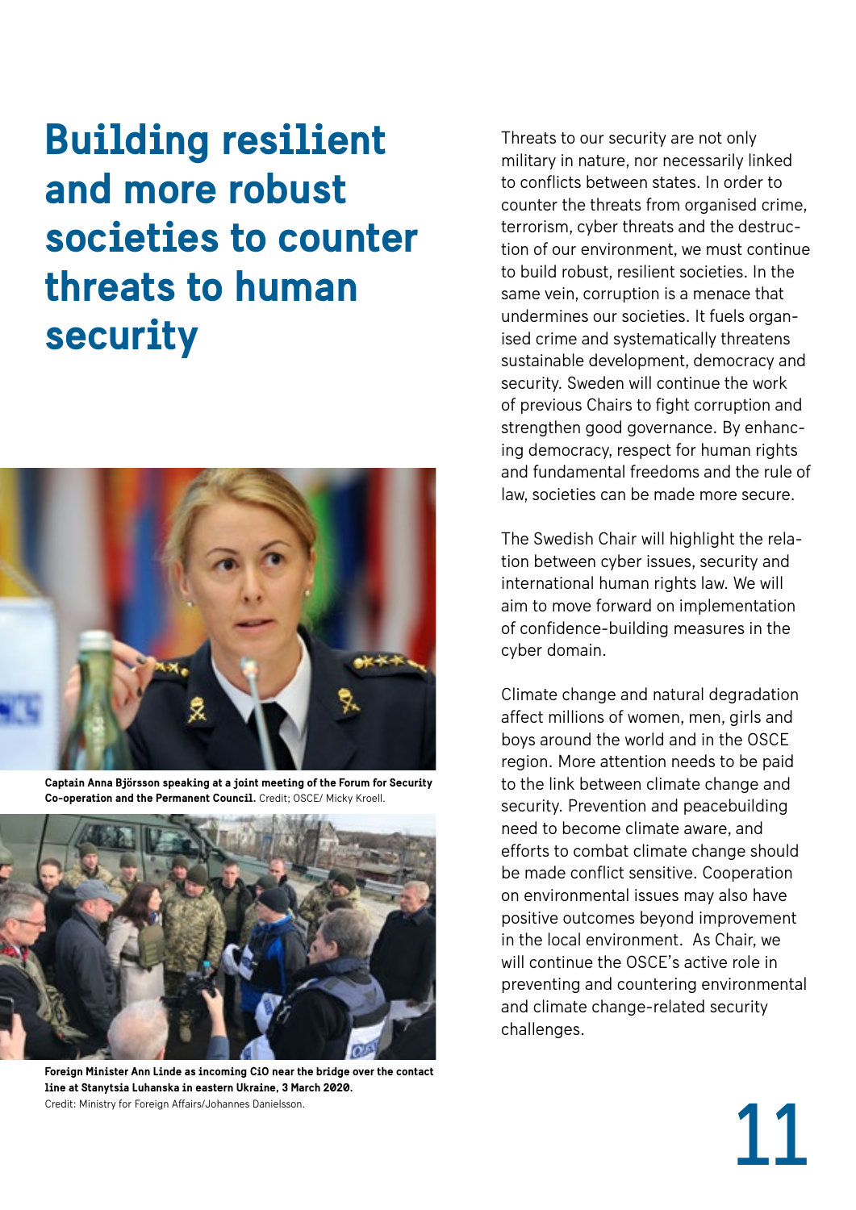# Building resilient and more robust societies to counter threats to human security

Captain Anna Björsson speaking at a joint meeting of the Forum for Security Co-operation and the Permanent Council. Credit; OSCE/ Micky Kroell.

Foreign Minister Ann Linde as incoming CiO near the bridge over the contact line at Stanytsia Luhanska in eastern Ukraine, 3 March 2020. Credit: Ministry for Foreign Affairs/Johannes Danielsson.

Threats to our security are not only military in nature, nor necessarily linked to conflicts between states. In order to counter the threats from organised crime, terrorism, cyber threats and the destruction of our environment, we must continue to build robust, resilient societies. In the same vein, corruption is a menace that undermines our societies. It fuels organised crime and systematically threatens sustainable development, democracy and security. Sweden will continue the work of previous Chairs to fight corruption and strengthen good governance. By enhancing democracy, respect for human rights and fundamental freedoms and the rule of law, societies can be made more secure.

The Swedish Chair will highlight the relation between cyber issues, security and international human rights law. We will aim to move forward on implementation of confidence-building measures in the cyber domain.

Climate change and natural degradation affect millions of women, men, girls and boys around the world and in the OSCE region. More attention needs to be paid to the link between climate change and security. Prevention and peacebuilding need to become climate aware, and efforts to combat climate change should be made conflict sensitive. Cooperation on environmental issues may also have positive outcomes beyond improvement in the local environment. As Chair, we will continue the OSCE's active role in preventing and countering environmental and climate change-related security challenges.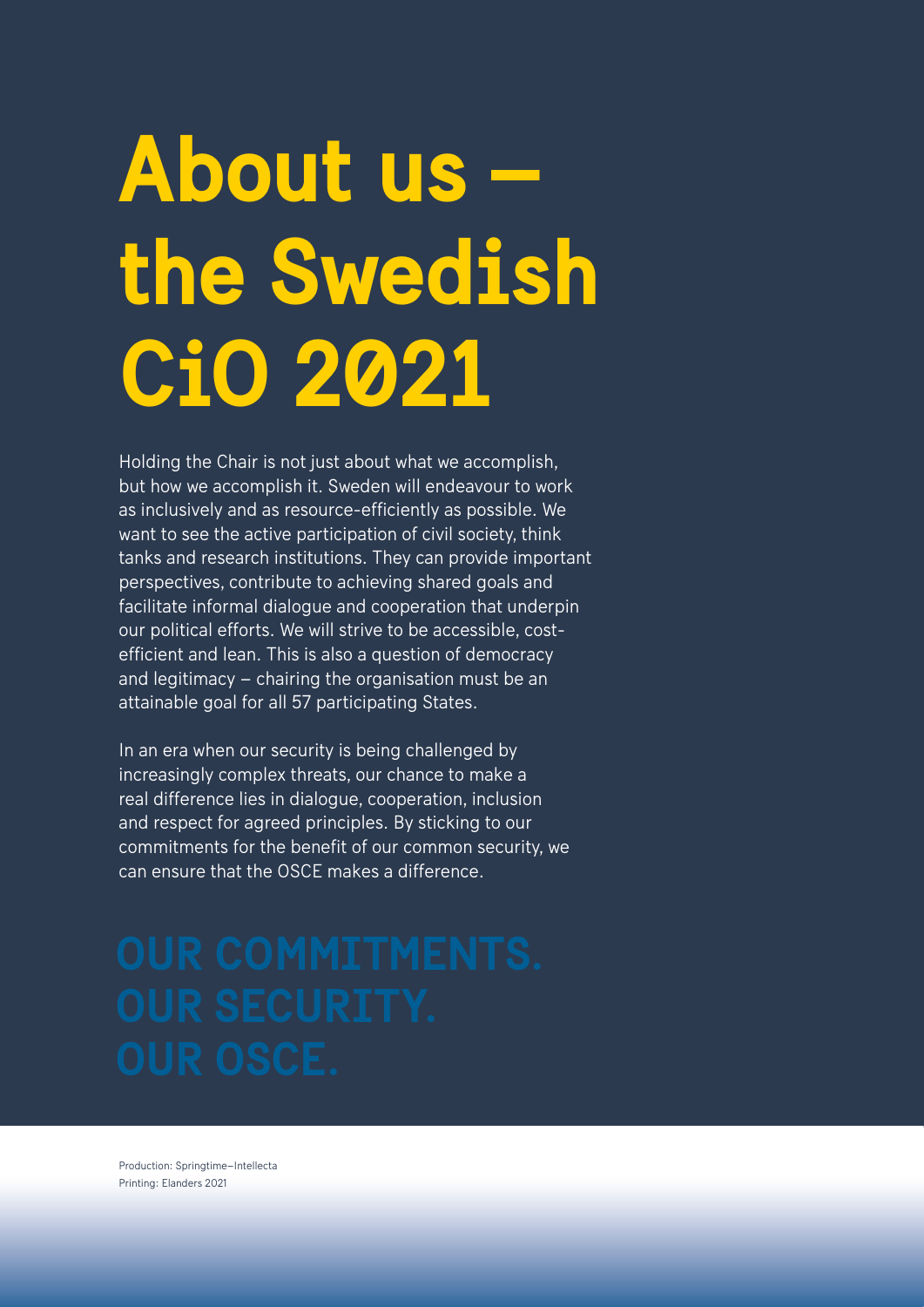# About us – the Swedish CiO 2021

Holding the Chair is not just about what we accomplish, but how we accomplish it. Sweden will endeavour to work as inclusively and as resource-efficiently as possible. We want to see the active participation of civil society, think tanks and research institutions. They can provide important perspectives, contribute to achieving shared goals and facilitate informal dialogue and cooperation that underpin our political efforts. We will strive to be accessible, cost-efficient and lean. This is also a question of democracy and legitimacy – chairing the organisation must be an attainable goal for all 57 participating States.

In an era when our security is being challenged by increasingly complex threats, our chance to make a real difference lies in dialogue, cooperation, inclusion and respect for agreed principles. By sticking to our commitments for the benefit of our common security, we can ensure that the OSCE makes a difference.

**OUR COMMITMENTS.**
**OUR SECURITY.**
**OUR OSCE.**

Production: Springtime–Intellecta
Printing: Elanders 2021